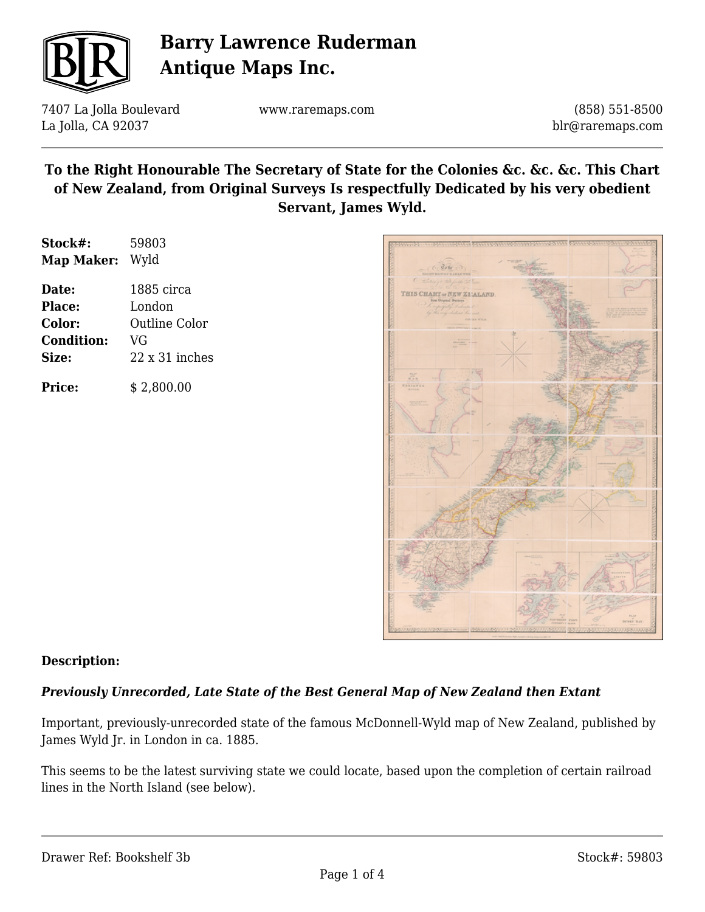# Barry Lawrence Ruderman Antique Maps Inc.

7407 La Jolla Boulevard
La Jolla, CA 92037

www.raremaps.com

(858) 551-8500
blr@raremaps.com

## To the Right Honourable The Secretary of State for the Colonies &c. &c. &c. This Chart of New Zealand, from Original Surveys Is respectfully Dedicated by his very obedient Servant, James Wyld.

| | |
|---|---|
| **Stock#:** | 59803 |
| **Map Maker:** | Wyld |
| **Date:** | 1885 circa |
| **Place:** | London |
| **Color:** | Outline Color |
| **Condition:** | VG |
| **Size:** | 22 x 31 inches |
| **Price:** | $ 2,800.00 |

**Description:**

***Previously Unrecorded, Late State of the Best General Map of New Zealand then Extant***

Important, previously-unrecorded state of the famous McDonnell-Wyld map of New Zealand, published by James Wyld Jr. in London in ca. 1885.

This seems to be the latest surviving state we could locate, based upon the completion of certain railroad lines in the North Island (see below).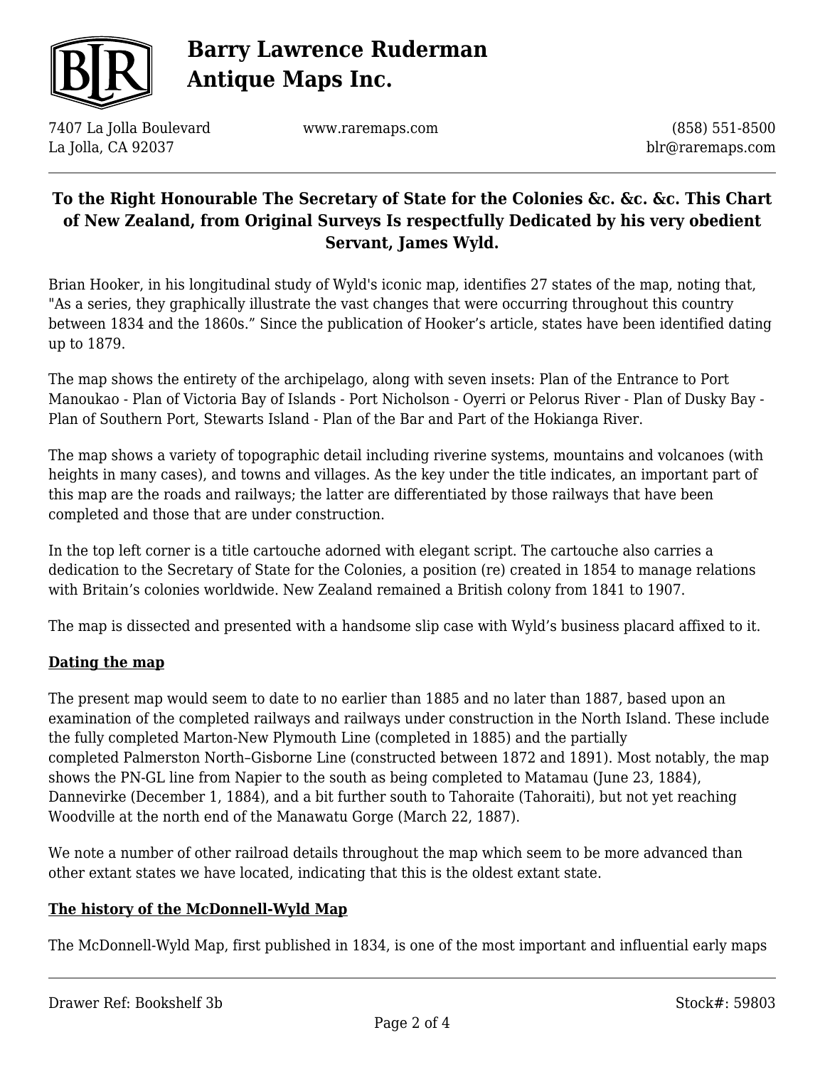**To the Right Honourable The Secretary of State for the Colonies &c. &c. &c. This Chart of New Zealand, from Original Surveys Is respectfully Dedicated by his very obedient Servant, James Wyld.**

Brian Hooker, in his longitudinal study of Wyld's iconic map, identifies 27 states of the map, noting that, "As a series, they graphically illustrate the vast changes that were occurring throughout this country between 1834 and the 1860s." Since the publication of Hooker's article, states have been identified dating up to 1879.

The map shows the entirety of the archipelago, along with seven insets: Plan of the Entrance to Port Manoukao - Plan of Victoria Bay of Islands - Port Nicholson - Oyerri or Pelorus River - Plan of Dusky Bay - Plan of Southern Port, Stewarts Island - Plan of the Bar and Part of the Hokianga River.

The map shows a variety of topographic detail including riverine systems, mountains and volcanoes (with heights in many cases), and towns and villages. As the key under the title indicates, an important part of this map are the roads and railways; the latter are differentiated by those railways that have been completed and those that are under construction.

In the top left corner is a title cartouche adorned with elegant script. The cartouche also carries a dedication to the Secretary of State for the Colonies, a position (re) created in 1854 to manage relations with Britain's colonies worldwide. New Zealand remained a British colony from 1841 to 1907.

The map is dissected and presented with a handsome slip case with Wyld's business placard affixed to it.

## Dating the map

The present map would seem to date to no earlier than 1885 and no later than 1887, based upon an examination of the completed railways and railways under construction in the North Island. These include the fully completed Marton-New Plymouth Line (completed in 1885) and the partially completed Palmerston North–Gisborne Line (constructed between 1872 and 1891). Most notably, the map shows the PN-GL line from Napier to the south as being completed to Matamau (June 23, 1884), Dannevirke (December 1, 1884), and a bit further south to Tahoraite (Tahoraiti), but not yet reaching Woodville at the north end of the Manawatu Gorge (March 22, 1887).

We note a number of other railroad details throughout the map which seem to be more advanced than other extant states we have located, indicating that this is the oldest extant state.

## The history of the McDonnell-Wyld Map

The McDonnell-Wyld Map, first published in 1834, is one of the most important and influential early maps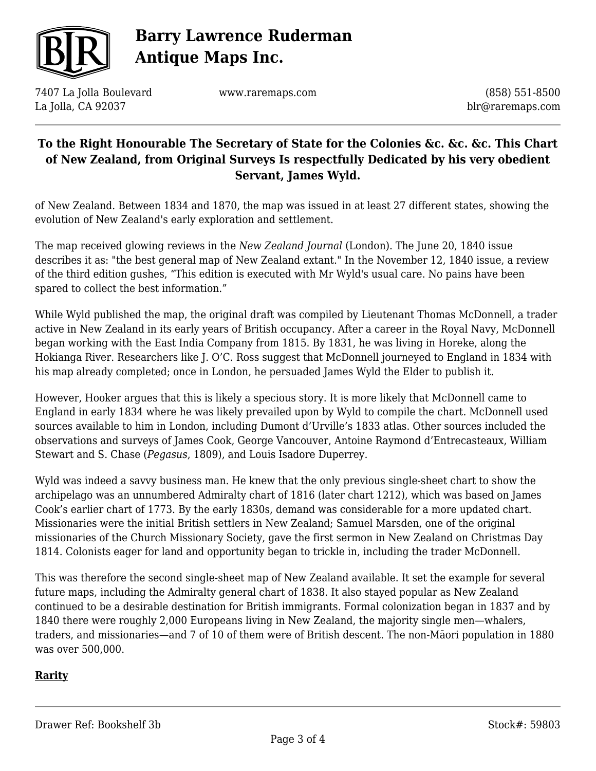of New Zealand. Between 1834 and 1870, the map was issued in at least 27 different states, showing the evolution of New Zealand's early exploration and settlement.

The map received glowing reviews in the *New Zealand Journal* (London). The June 20, 1840 issue describes it as: "the best general map of New Zealand extant." In the November 12, 1840 issue, a review of the third edition gushes, “This edition is executed with Mr Wyld's usual care. No pains have been spared to collect the best information.”

While Wyld published the map, the original draft was compiled by Lieutenant Thomas McDonnell, a trader active in New Zealand in its early years of British occupancy. After a career in the Royal Navy, McDonnell began working with the East India Company from 1815. By 1831, he was living in Horeke, along the Hokianga River. Researchers like J. O’C. Ross suggest that McDonnell journeyed to England in 1834 with his map already completed; once in London, he persuaded James Wyld the Elder to publish it.

However, Hooker argues that this is likely a specious story. It is more likely that McDonnell came to England in early 1834 where he was likely prevailed upon by Wyld to compile the chart. McDonnell used sources available to him in London, including Dumont d’Urville’s 1833 atlas. Other sources included the observations and surveys of James Cook, George Vancouver, Antoine Raymond d’Entrecasteaux, William Stewart and S. Chase (*Pegasus*, 1809), and Louis Isadore Duperrey.

Wyld was indeed a savvy business man. He knew that the only previous single-sheet chart to show the archipelago was an unnumbered Admiralty chart of 1816 (later chart 1212), which was based on James Cook’s earlier chart of 1773. By the early 1830s, demand was considerable for a more updated chart. Missionaries were the initial British settlers in New Zealand; Samuel Marsden, one of the original missionaries of the Church Missionary Society, gave the first sermon in New Zealand on Christmas Day 1814. Colonists eager for land and opportunity began to trickle in, including the trader McDonnell.

This was therefore the second single-sheet map of New Zealand available. It set the example for several future maps, including the Admiralty general chart of 1838. It also stayed popular as New Zealand continued to be a desirable destination for British immigrants. Formal colonization began in 1837 and by 1840 there were roughly 2,000 Europeans living in New Zealand, the majority single men—whalers, traders, and missionaries—and 7 of 10 of them were of British descent. The non-Māori population in 1880 was over 500,000.

**Rarity**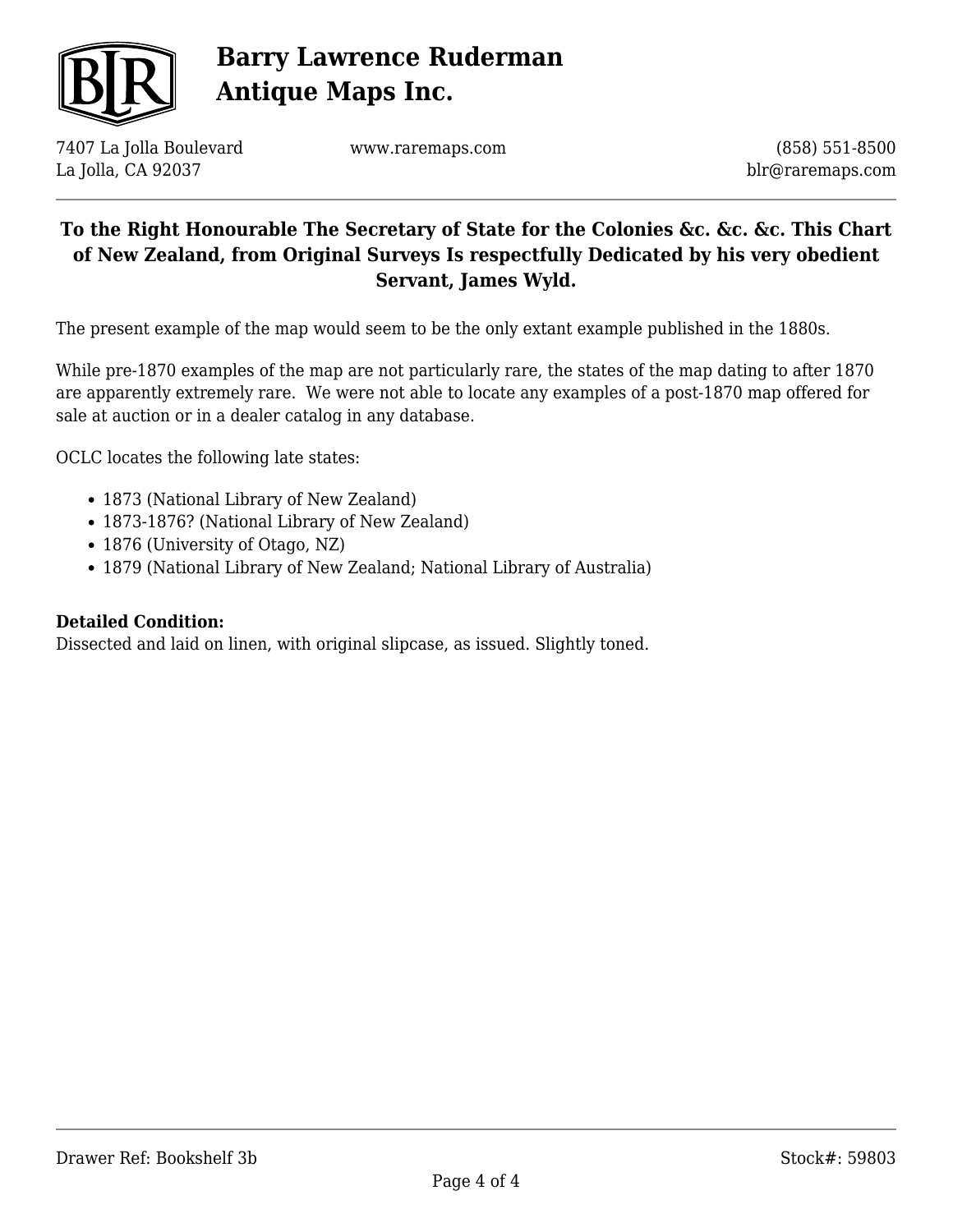**To the Right Honourable The Secretary of State for the Colonies &c. &c. &c. This Chart of New Zealand, from Original Surveys Is respectfully Dedicated by his very obedient Servant, James Wyld.**

The present example of the map would seem to be the only extant example published in the 1880s.

While pre-1870 examples of the map are not particularly rare, the states of the map dating to after 1870 are apparently extremely rare. We were not able to locate any examples of a post-1870 map offered for sale at auction or in a dealer catalog in any database.

OCLC locates the following late states:

- 1873 (National Library of New Zealand)
- 1873-1876? (National Library of New Zealand)
- 1876 (University of Otago, NZ)
- 1879 (National Library of New Zealand; National Library of Australia)

**Detailed Condition:**
Dissected and laid on linen, with original slipcase, as issued. Slightly toned.